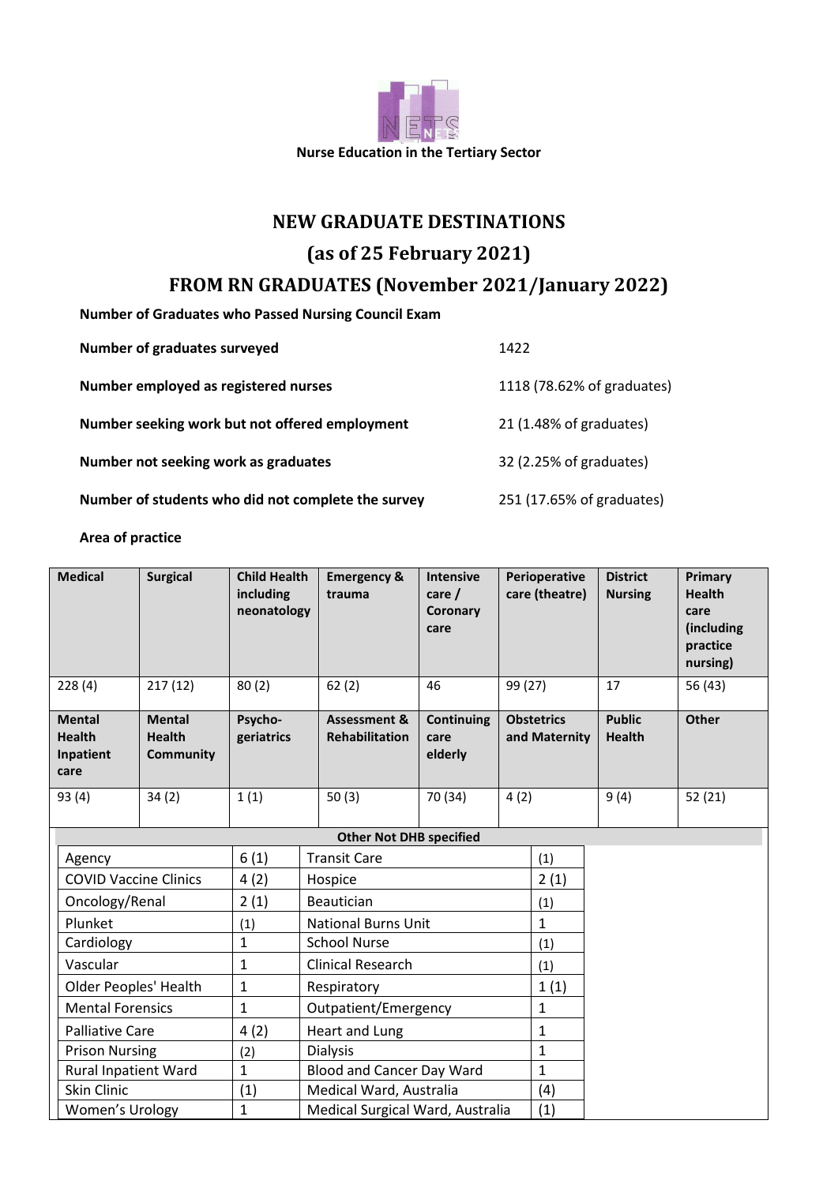**Nurse Education in the Tertiary Sector**

# NEW GRADUATE DESTINATIONS

## (as of 25 February 2021)

## FROM RN GRADUATES (November 2021/January 2022)

**Number of Graduates who Passed Nursing Council Exam**

| | |
|---|---|
| **Number of graduates surveyed** | 1422 |
| **Number employed as registered nurses** | 1118 (78.62% of graduates) |
| **Number seeking work but not offered employment** | 21 (1.48% of graduates) |
| **Number not seeking work as graduates** | 32 (2.25% of graduates) |
| **Number of students who did not complete the survey** | 251 (17.65% of graduates) |

**Area of practice**

| Medical | Surgical | Child Health including neonatology | Emergency & trauma | Intensive care / Coronary care | Perioperative care (theatre) | District Nursing | Primary Health care (including practice nursing) |
|---|---|---|---|---|---|---|---|
| 228 (4) | 217 (12) | 80 (2) | 62 (2) | 46 | 99 (27) | 17 | 56 (43) |
| **Mental Health Inpatient care** | **Mental Health Community** | **Psycho-geriatrics** | **Assessment & Rehabilitation** | **Continuing care elderly** | **Obstetrics and Maternity** | **Public Health** | **Other** |
| 93 (4) | 34 (2) | 1 (1) | 50 (3) | 70 (34) | 4 (2) | 9 (4) | 52 (21) |

**Other Not DHB specified**

| | | | |
|---|---|---|---|
| Agency | 6 (1) | Transit Care | (1) |
| COVID Vaccine Clinics | 4 (2) | Hospice | 2 (1) |
| Oncology/Renal | 2 (1) | Beautician | (1) |
| Plunket | (1) | National Burns Unit | 1 |
| Cardiology | 1 | School Nurse | (1) |
| Vascular | 1 | Clinical Research | (1) |
| Older Peoples' Health | 1 | Respiratory | 1 (1) |
| Mental Forensics | 1 | Outpatient/Emergency | 1 |
| Palliative Care | 4 (2) | Heart and Lung | 1 |
| Prison Nursing | (2) | Dialysis | 1 |
| Rural Inpatient Ward | 1 | Blood and Cancer Day Ward | 1 |
| Skin Clinic | (1) | Medical Ward, Australia | (4) |
| Women's Urology | 1 | Medical Surgical Ward, Australia | (1) |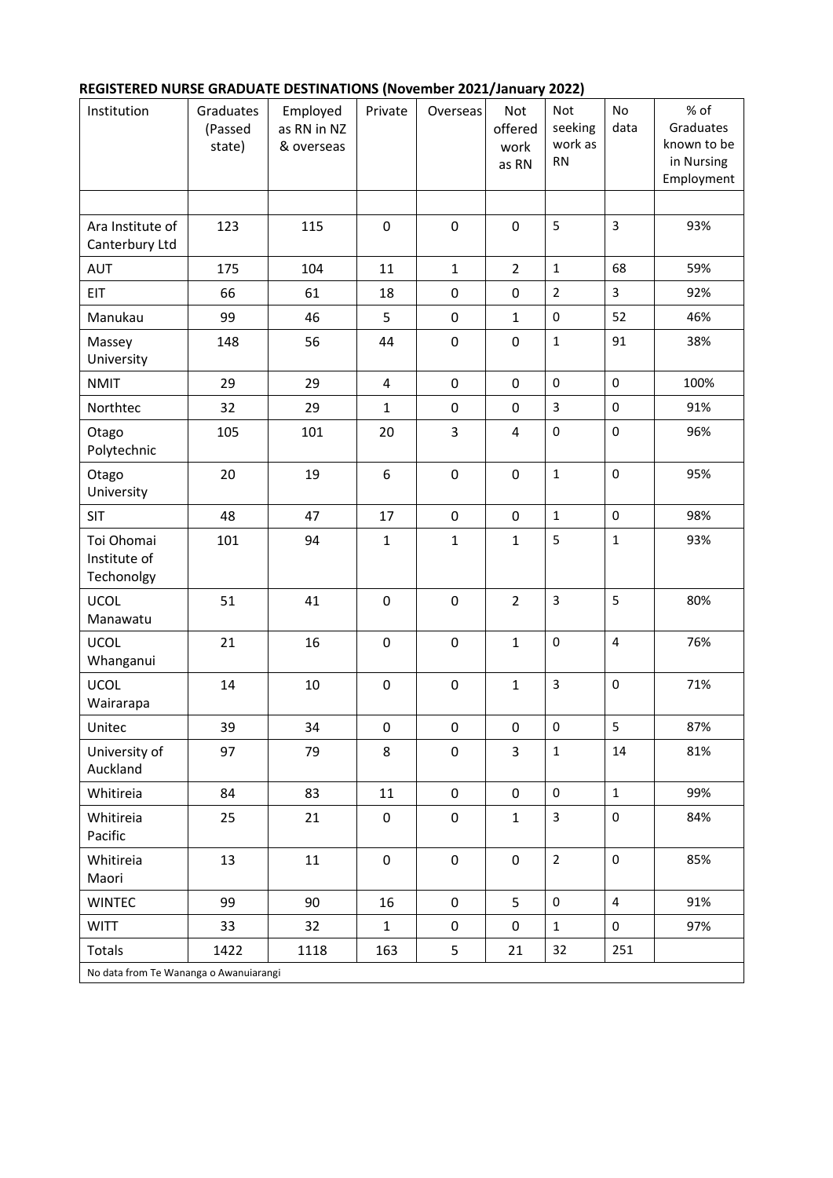## REGISTERED NURSE GRADUATE DESTINATIONS (November 2021/January 2022)

| Institution | Graduates (Passed state) | Employed as RN in NZ & overseas | Private | Overseas | Not offered work as RN | Not seeking work as RN | No data | % of Graduates known to be in Nursing Employment |
|---|---|---|---|---|---|---|---|---|
| | | | | | | | | |
| Ara Institute of Canterbury Ltd | 123 | 115 | 0 | 0 | 0 | 5 | 3 | 93% |
| AUT | 175 | 104 | 11 | 1 | 2 | 1 | 68 | 59% |
| EIT | 66 | 61 | 18 | 0 | 0 | 2 | 3 | 92% |
| Manukau | 99 | 46 | 5 | 0 | 1 | 0 | 52 | 46% |
| Massey University | 148 | 56 | 44 | 0 | 0 | 1 | 91 | 38% |
| NMIT | 29 | 29 | 4 | 0 | 0 | 0 | 0 | 100% |
| Northtec | 32 | 29 | 1 | 0 | 0 | 3 | 0 | 91% |
| Otago Polytechnic | 105 | 101 | 20 | 3 | 4 | 0 | 0 | 96% |
| Otago University | 20 | 19 | 6 | 0 | 0 | 1 | 0 | 95% |
| SIT | 48 | 47 | 17 | 0 | 0 | 1 | 0 | 98% |
| Toi Ohomai Institute of Techonolgy | 101 | 94 | 1 | 1 | 1 | 5 | 1 | 93% |
| UCOL Manawatu | 51 | 41 | 0 | 0 | 2 | 3 | 5 | 80% |
| UCOL Whanganui | 21 | 16 | 0 | 0 | 1 | 0 | 4 | 76% |
| UCOL Wairarapa | 14 | 10 | 0 | 0 | 1 | 3 | 0 | 71% |
| Unitec | 39 | 34 | 0 | 0 | 0 | 0 | 5 | 87% |
| University of Auckland | 97 | 79 | 8 | 0 | 3 | 1 | 14 | 81% |
| Whitireia | 84 | 83 | 11 | 0 | 0 | 0 | 1 | 99% |
| Whitireia Pacific | 25 | 21 | 0 | 0 | 1 | 3 | 0 | 84% |
| Whitireia Maori | 13 | 11 | 0 | 0 | 0 | 2 | 0 | 85% |
| WINTEC | 99 | 90 | 16 | 0 | 5 | 0 | 4 | 91% |
| WITT | 33 | 32 | 1 | 0 | 0 | 1 | 0 | 97% |
| Totals | 1422 | 1118 | 163 | 5 | 21 | 32 | 251 | |

No data from Te Wananga o Awanuiarangi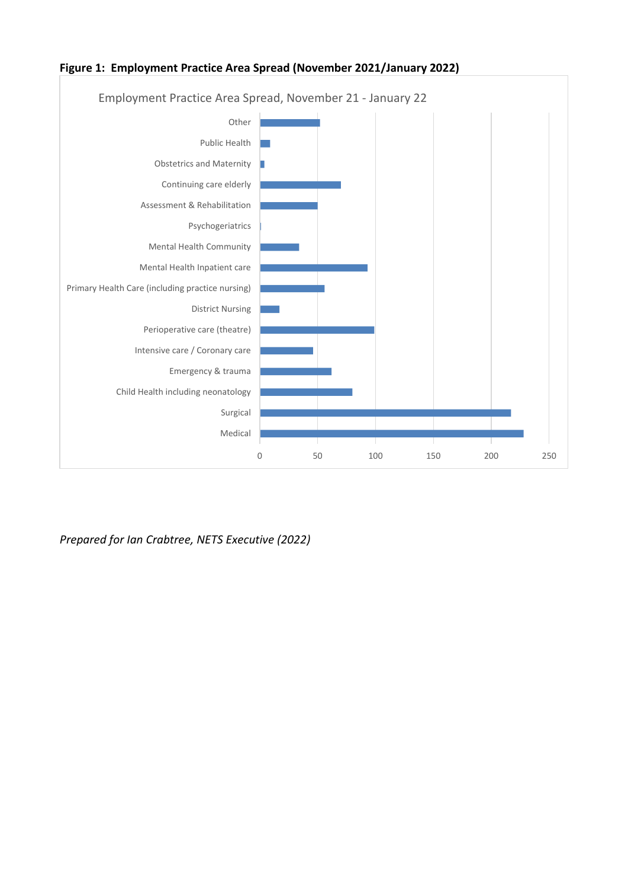**Figure 1: Employment Practice Area Spread (November 2021/January 2022)**

Employment Practice Area Spread, November 21 - January 22

Other
Public Health
Obstetrics and Maternity
Continuing care elderly
Assessment & Rehabilitation
Psychogeriatrics
Mental Health Community
Mental Health Inpatient care
Primary Health Care (including practice nursing)
District Nursing
Perioperative care (theatre)
Intensive care / Coronary care
Emergency & trauma
Child Health including neonatology
Surgical
Medical

0 50 100 150 200 250

*Prepared for Ian Crabtree, NETS Executive (2022)*